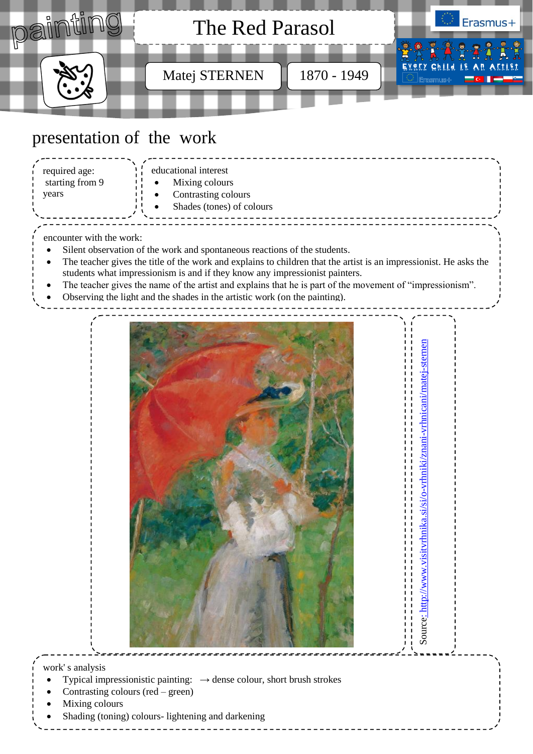painting

# The Red Parasol

Matej STERNEN | 1870 - 1949

## presentation of the work

required age: starting from 9 years

educational interest
- Mixing colours
- Contrasting colours
- Shades (tones) of colours

encounter with the work:
- Silent observation of the work and spontaneous reactions of the students.
- The teacher gives the title of the work and explains to children that the artist is an impressionist. He asks the students what impressionism is and if they know any impressionist painters.
- The teacher gives the name of the artist and explains that he is part of the movement of "impressionism".
- Observing the light and the shades in the artistic work (on the painting).

Source: http://www.visitvrhnika.si/si/o-vrhniki/znani-vrhnicani/matej-sternen

work' s analysis
- Typical impressionistic painting: → dense colour, short brush strokes
- Contrasting colours (red – green)
- Mixing colours
- Shading (toning) colours- lightening and darkening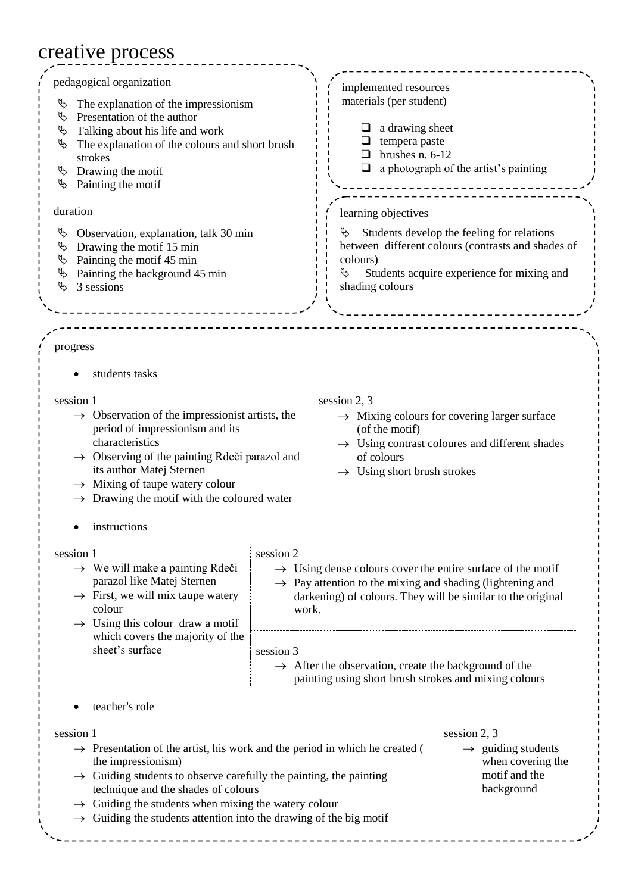# creative process

## pedagogical organization

- The explanation of the impressionism
- Presentation of the author
- Talking about his life and work
- The explanation of the colours and short brush strokes
- Drawing the motif
- Painting the motif

## duration

- Observation, explanation, talk 30 min
- Drawing the motif 15 min
- Painting the motif 45 min
- Painting the background 45 min
- 3 sessions

## implemented resources

materials (per student)

- a drawing sheet
- tempera paste
- brushes n. 6-12
- a photograph of the artist's painting

## learning objectives

- Students develop the feeling for relations between different colours (contrasts and shades of colours)
- Students acquire experience for mixing and shading colours

## progress

- students tasks

session 1

- → Observation of the impressionist artists, the period of impressionism and its characteristics
- → Observing of the painting Rdeči parazol and its author Matej Sternen
- → Mixing of taupe watery colour
- → Drawing the motif with the coloured water

session 2, 3

- → Mixing colours for covering larger surface (of the motif)
- → Using contrast coloures and different shades of colours
- → Using short brush strokes

- instructions

session 1

- → We will make a painting Rdeči parazol like Matej Sternen
- → First, we will mix taupe watery colour
- → Using this colour draw a motif which covers the majority of the sheet's surface

session 2

- → Using dense colours cover the entire surface of the motif
- → Pay attention to the mixing and shading (lightening and darkening) of colours. They will be similar to the original work.

session 3

- → After the observation, create the background of the painting using short brush strokes and mixing colours

- teacher's role

session 1

- → Presentation of the artist, his work and the period in which he created ( the impressionism)
- → Guiding students to observe carefully the painting, the painting technique and the shades of colours
- → Guiding the students when mixing the watery colour
- → Guiding the students attention into the drawing of the big motif

session 2, 3

- → guiding students when covering the motif and the background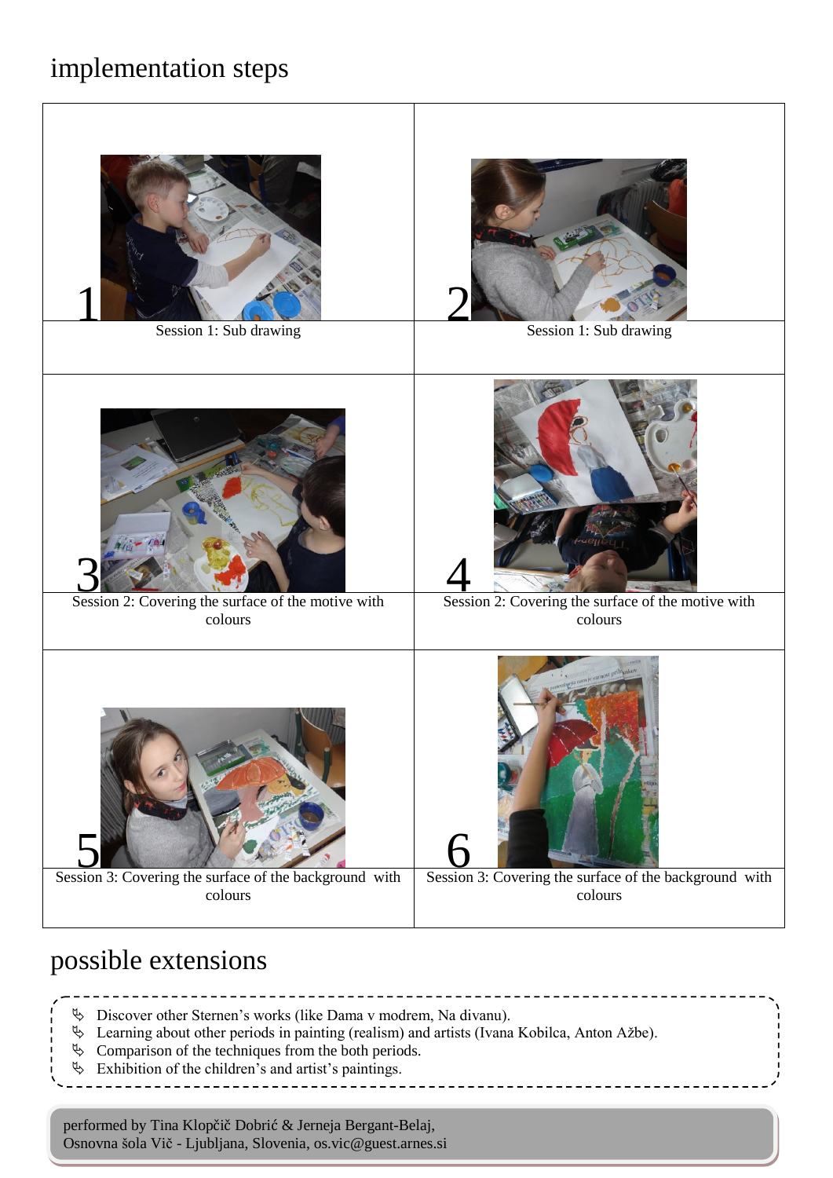## implementation steps

| | |
|---|---|
| 1 Session 1: Sub drawing | 2 Session 1: Sub drawing |
| 3 Session 2: Covering the surface of the motive with colours | 4 Session 2: Covering the surface of the motive with colours |
| 5 Session 3: Covering the surface of the background with colours | 6 Session 3: Covering the surface of the background with colours |

## possible extensions

- Discover other Sternen's works (like Dama v modrem, Na divanu).
- Learning about other periods in painting (realism) and artists (Ivana Kobilca, Anton Ažbe).
- Comparison of the techniques from the both periods.
- Exhibition of the children's and artist's paintings.

performed by Tina Klopčič Dobrić & Jerneja Bergant-Belaj,
Osnovna šola Vič - Ljubljana, Slovenia, os.vic@guest.arnes.si